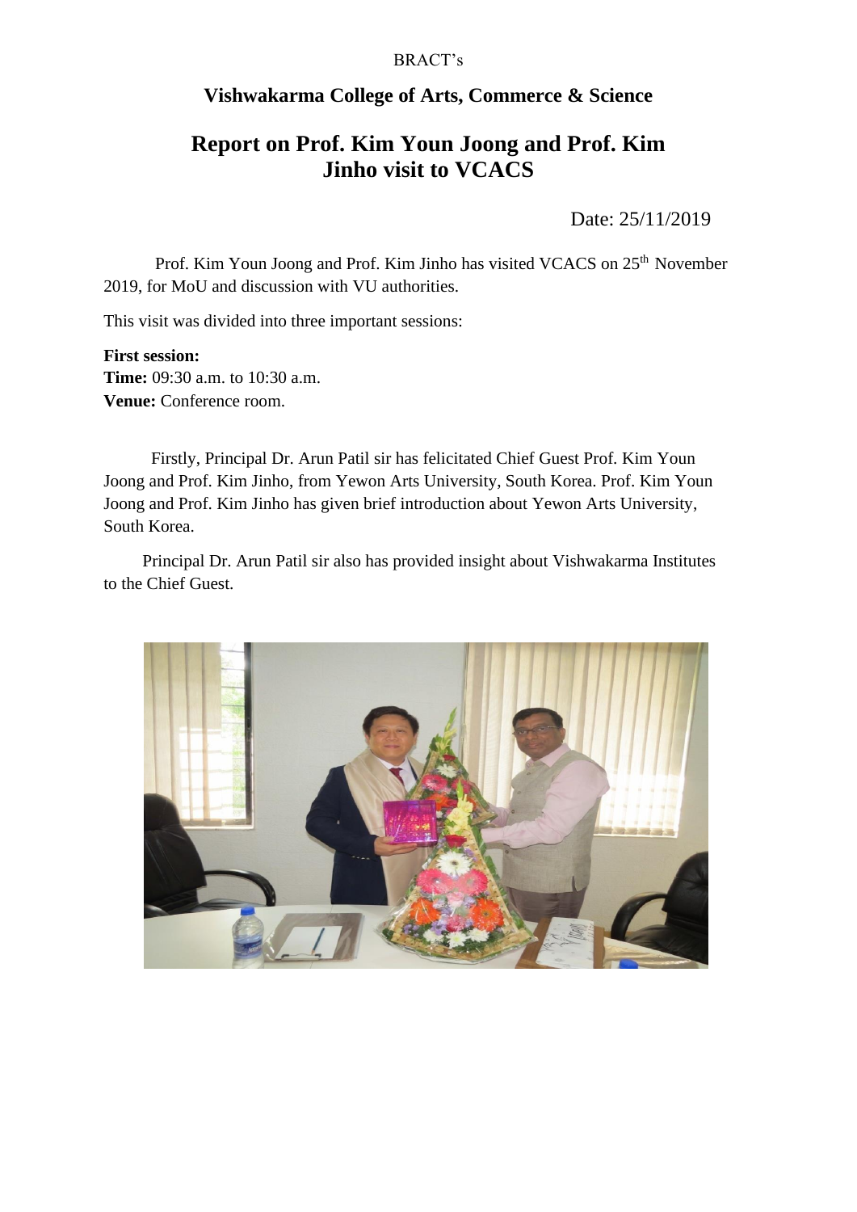BRACT's

## Vishwakarma College of Arts, Commerce & Science

# Report on Prof. Kim Youn Joong and Prof. Kim Jinho visit to VCACS

Date: 25/11/2019

Prof. Kim Youn Joong and Prof. Kim Jinho has visited VCACS on 25th November 2019, for MoU and discussion with VU authorities.

This visit was divided into three important sessions:

**First session:**
**Time:** 09:30 a.m. to 10:30 a.m.
**Venue:** Conference room.

Firstly, Principal Dr. Arun Patil sir has felicitated Chief Guest Prof. Kim Youn Joong and Prof. Kim Jinho, from Yewon Arts University, South Korea. Prof. Kim Youn Joong and Prof. Kim Jinho has given brief introduction about Yewon Arts University, South Korea.

Principal Dr. Arun Patil sir also has provided insight about Vishwakarma Institutes to the Chief Guest.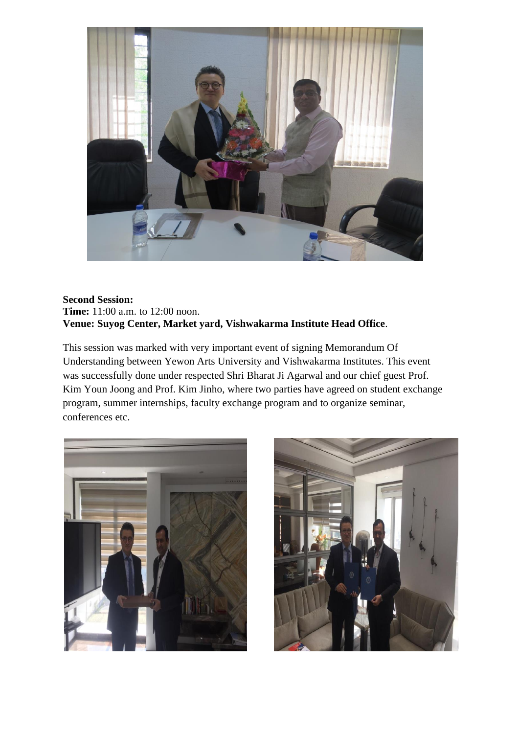**Second Session:**
**Time:** 11:00 a.m. to 12:00 noon.
**Venue: Suyog Center, Market yard, Vishwakarma Institute Head Office**.

This session was marked with very important event of signing Memorandum Of Understanding between Yewon Arts University and Vishwakarma Institutes. This event was successfully done under respected Shri Bharat Ji Agarwal and our chief guest Prof. Kim Youn Joong and Prof. Kim Jinho, where two parties have agreed on student exchange program, summer internships, faculty exchange program and to organize seminar, conferences etc.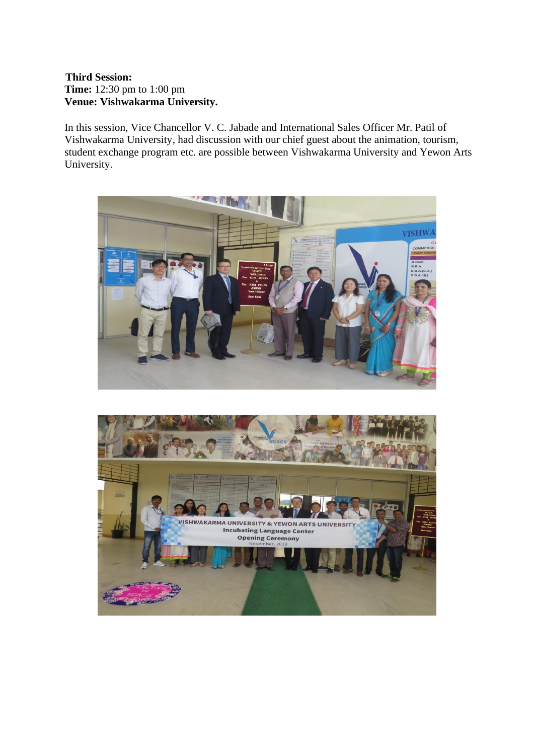**Third Session:**
**Time:** 12:30 pm to 1:00 pm
**Venue: Vishwakarma University.**

In this session, Vice Chancellor V. C. Jabade and International Sales Officer Mr. Patil of Vishwakarma University, had discussion with our chief guest about the animation, tourism, student exchange program etc. are possible between Vishwakarma University and Yewon Arts University.